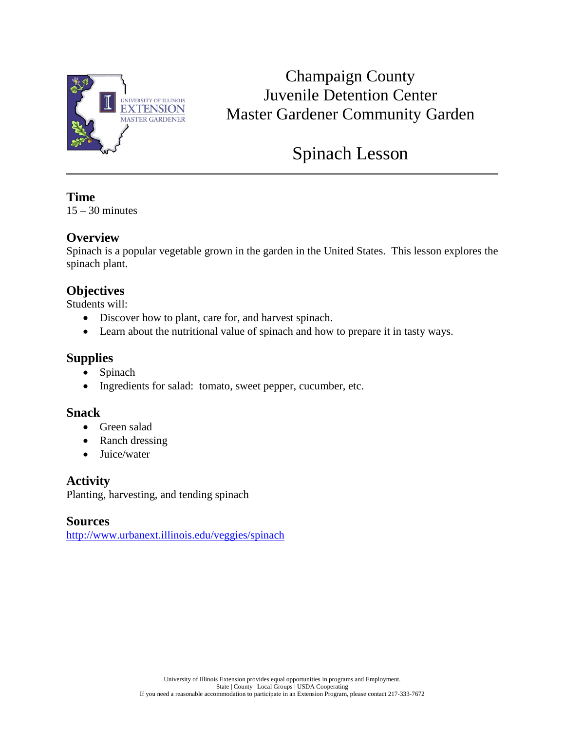# Champaign County
# Juvenile Detention Center
# Master Gardener Community Garden

# Spinach Lesson

---

## Time

15 – 30 minutes

## Overview

Spinach is a popular vegetable grown in the garden in the United States. This lesson explores the spinach plant.

## Objectives

Students will:

- Discover how to plant, care for, and harvest spinach.
- Learn about the nutritional value of spinach and how to prepare it in tasty ways.

## Supplies

- Spinach
- Ingredients for salad: tomato, sweet pepper, cucumber, etc.

## Snack

- Green salad
- Ranch dressing
- Juice/water

## Activity

Planting, harvesting, and tending spinach

## Sources

http://www.urbanext.illinois.edu/veggies/spinach

University of Illinois Extension provides equal opportunities in programs and Employment.
State | County | Local Groups | USDA Cooperating
If you need a reasonable accommodation to participate in an Extension Program, please contact 217-333-7672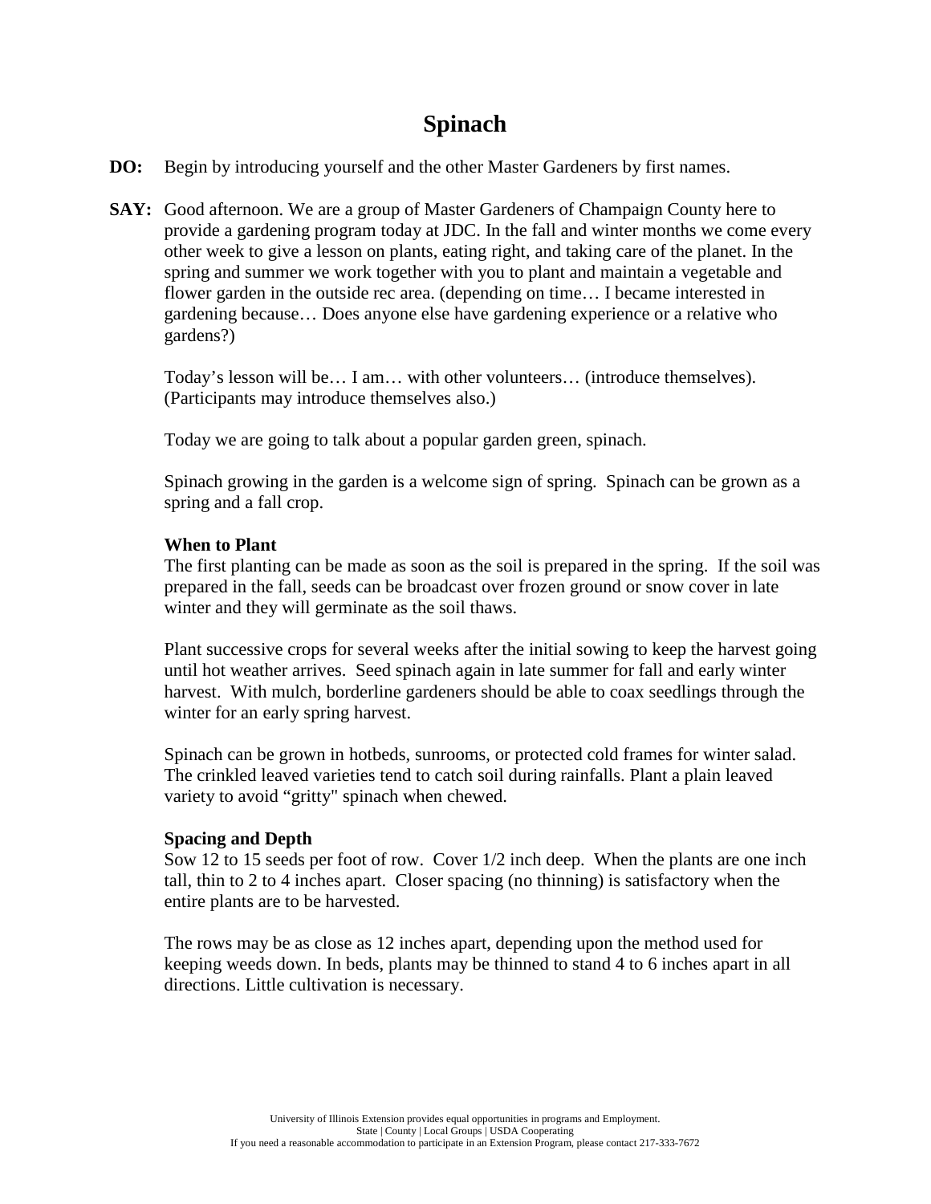# Spinach

**DO:** Begin by introducing yourself and the other Master Gardeners by first names.

**SAY:** Good afternoon. We are a group of Master Gardeners of Champaign County here to provide a gardening program today at JDC. In the fall and winter months we come every other week to give a lesson on plants, eating right, and taking care of the planet. In the spring and summer we work together with you to plant and maintain a vegetable and flower garden in the outside rec area. (depending on time… I became interested in gardening because… Does anyone else have gardening experience or a relative who gardens?)

Today's lesson will be… I am… with other volunteers… (introduce themselves). (Participants may introduce themselves also.)

Today we are going to talk about a popular garden green, spinach.

Spinach growing in the garden is a welcome sign of spring. Spinach can be grown as a spring and a fall crop.

**When to Plant**

The first planting can be made as soon as the soil is prepared in the spring. If the soil was prepared in the fall, seeds can be broadcast over frozen ground or snow cover in late winter and they will germinate as the soil thaws.

Plant successive crops for several weeks after the initial sowing to keep the harvest going until hot weather arrives. Seed spinach again in late summer for fall and early winter harvest. With mulch, borderline gardeners should be able to coax seedlings through the winter for an early spring harvest.

Spinach can be grown in hotbeds, sunrooms, or protected cold frames for winter salad. The crinkled leaved varieties tend to catch soil during rainfalls. Plant a plain leaved variety to avoid "gritty" spinach when chewed.

**Spacing and Depth**

Sow 12 to 15 seeds per foot of row. Cover 1/2 inch deep. When the plants are one inch tall, thin to 2 to 4 inches apart. Closer spacing (no thinning) is satisfactory when the entire plants are to be harvested.

The rows may be as close as 12 inches apart, depending upon the method used for keeping weeds down. In beds, plants may be thinned to stand 4 to 6 inches apart in all directions. Little cultivation is necessary.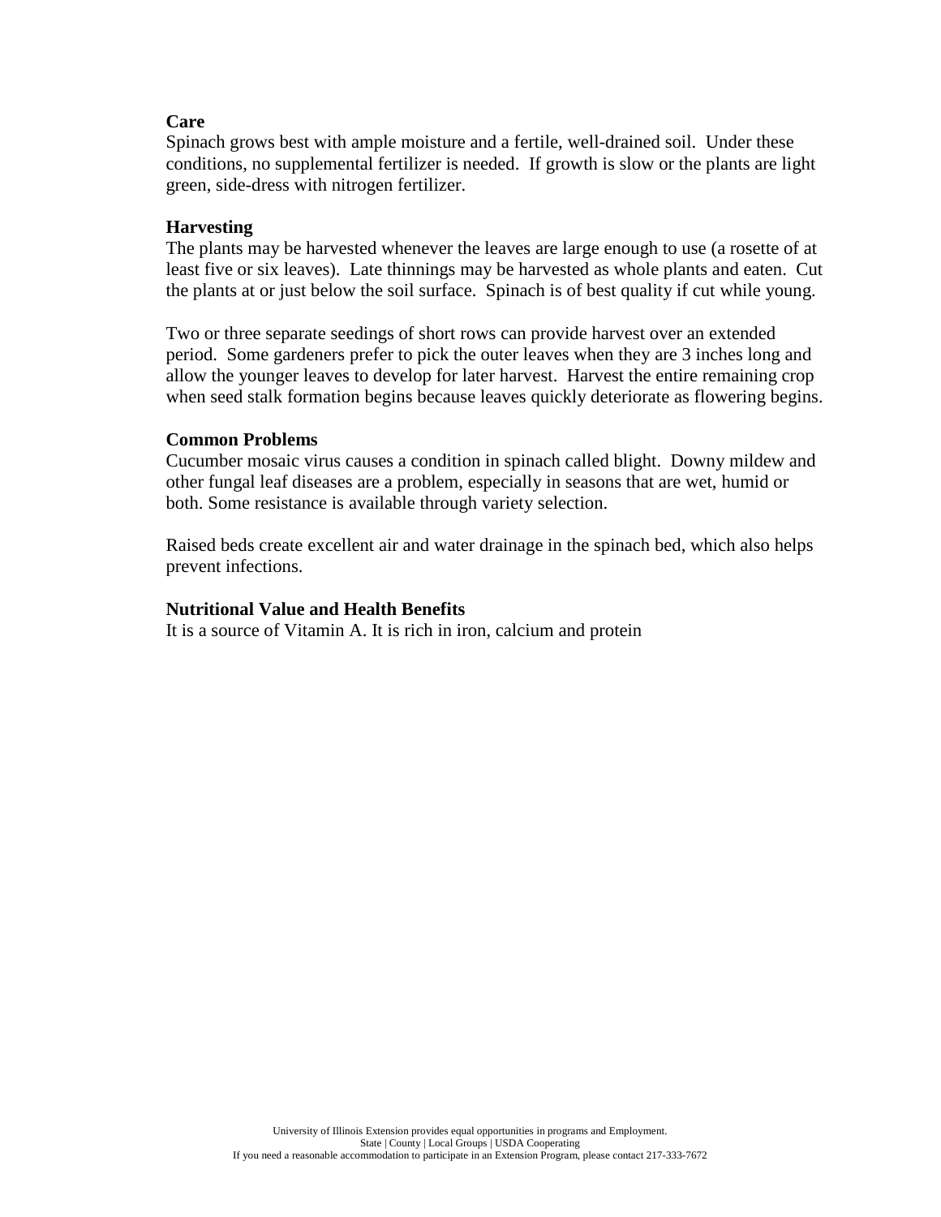**Care**

Spinach grows best with ample moisture and a fertile, well-drained soil. Under these conditions, no supplemental fertilizer is needed. If growth is slow or the plants are light green, side-dress with nitrogen fertilizer.

**Harvesting**

The plants may be harvested whenever the leaves are large enough to use (a rosette of at least five or six leaves). Late thinnings may be harvested as whole plants and eaten. Cut the plants at or just below the soil surface. Spinach is of best quality if cut while young.

Two or three separate seedings of short rows can provide harvest over an extended period. Some gardeners prefer to pick the outer leaves when they are 3 inches long and allow the younger leaves to develop for later harvest. Harvest the entire remaining crop when seed stalk formation begins because leaves quickly deteriorate as flowering begins.

**Common Problems**

Cucumber mosaic virus causes a condition in spinach called blight. Downy mildew and other fungal leaf diseases are a problem, especially in seasons that are wet, humid or both. Some resistance is available through variety selection.

Raised beds create excellent air and water drainage in the spinach bed, which also helps prevent infections.

**Nutritional Value and Health Benefits**

It is a source of Vitamin A. It is rich in iron, calcium and protein

University of Illinois Extension provides equal opportunities in programs and Employment.
State | County | Local Groups | USDA Cooperating
If you need a reasonable accommodation to participate in an Extension Program, please contact 217-333-7672